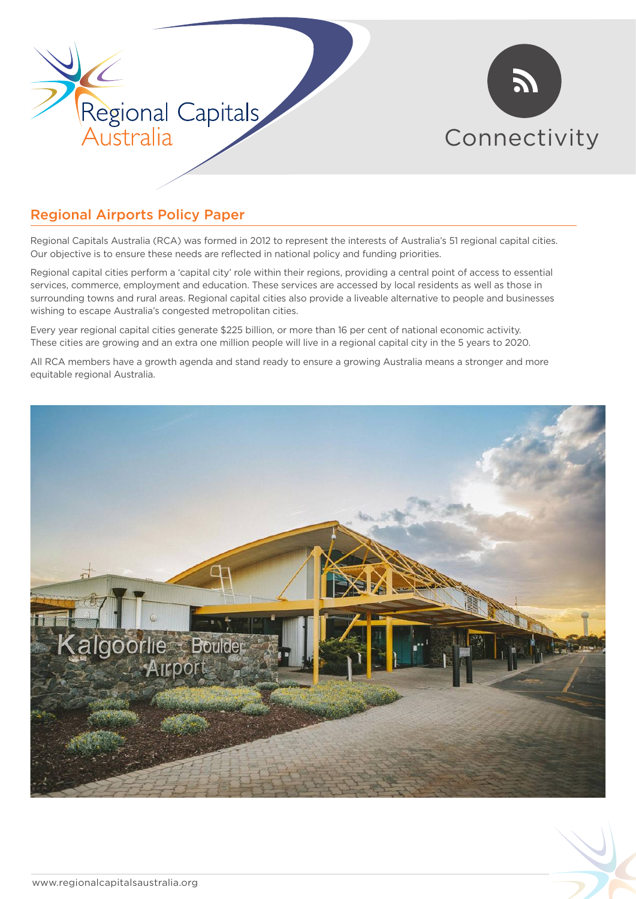Regional Capitals Australia

Connectivity

## Regional Airports Policy Paper

Regional Capitals Australia (RCA) was formed in 2012 to represent the interests of Australia's 51 regional capital cities. Our objective is to ensure these needs are reflected in national policy and funding priorities.

Regional capital cities perform a 'capital city' role within their regions, providing a central point of access to essential services, commerce, employment and education. These services are accessed by local residents as well as those in surrounding towns and rural areas. Regional capital cities also provide a liveable alternative to people and businesses wishing to escape Australia's congested metropolitan cities.

Every year regional capital cities generate $225 billion, or more than 16 per cent of national economic activity. These cities are growing and an extra one million people will live in a regional capital city in the 5 years to 2020.

All RCA members have a growth agenda and stand ready to ensure a growing Australia means a stronger and more equitable regional Australia.

www.regionalcapitalsaustralia.org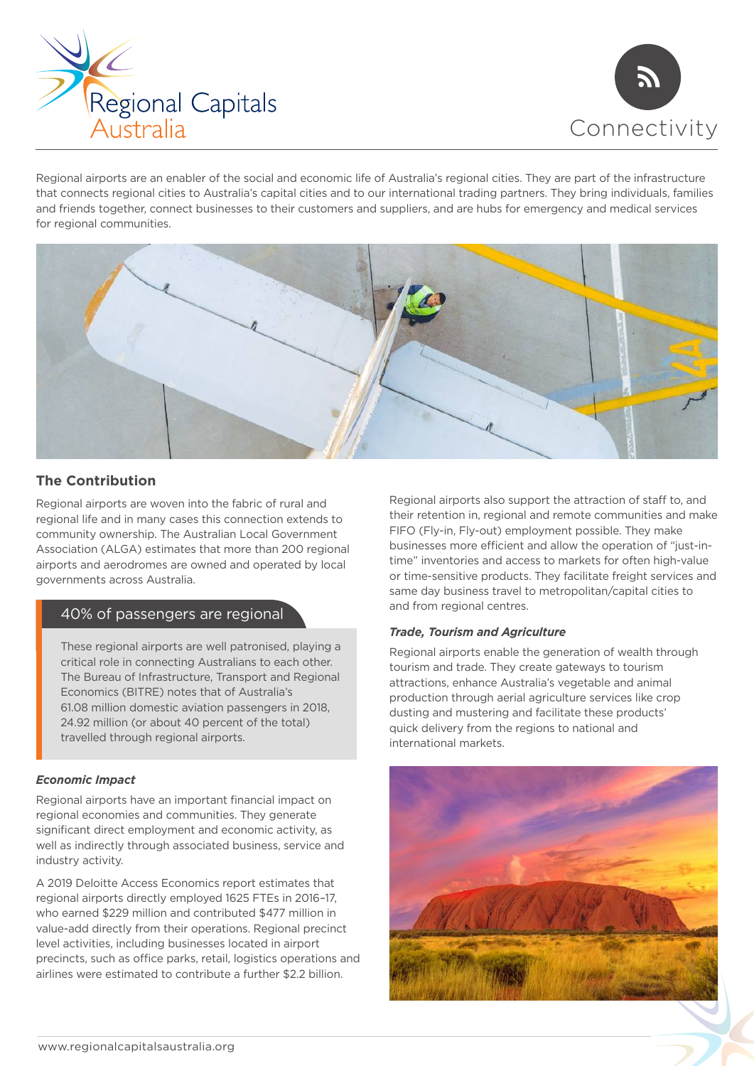Regional Capitals Australia

Connectivity

Regional airports are an enabler of the social and economic life of Australia's regional cities. They are part of the infrastructure that connects regional cities to Australia's capital cities and to our international trading partners. They bring individuals, families and friends together, connect businesses to their customers and suppliers, and are hubs for emergency and medical services for regional communities.

## The Contribution

Regional airports are woven into the fabric of rural and regional life and in many cases this connection extends to community ownership. The Australian Local Government Association (ALGA) estimates that more than 200 regional airports and aerodromes are owned and operated by local governments across Australia.

### 40% of passengers are regional

These regional airports are well patronised, playing a critical role in connecting Australians to each other. The Bureau of Infrastructure, Transport and Regional Economics (BITRE) notes that of Australia's 61.08 million domestic aviation passengers in 2018, 24.92 million (or about 40 percent of the total) travelled through regional airports.

***Economic Impact***

Regional airports have an important financial impact on regional economies and communities. They generate significant direct employment and economic activity, as well as indirectly through associated business, service and industry activity.

A 2019 Deloitte Access Economics report estimates that regional airports directly employed 1625 FTEs in 2016–17, who earned $229 million and contributed $477 million in value-add directly from their operations. Regional precinct level activities, including businesses located in airport precincts, such as office parks, retail, logistics operations and airlines were estimated to contribute a further $2.2 billion.

Regional airports also support the attraction of staff to, and their retention in, regional and remote communities and make FIFO (Fly-in, Fly-out) employment possible. They make businesses more efficient and allow the operation of "just-in-time" inventories and access to markets for often high-value or time-sensitive products. They facilitate freight services and same day business travel to metropolitan/capital cities to and from regional centres.

***Trade, Tourism and Agriculture***

Regional airports enable the generation of wealth through tourism and trade. They create gateways to tourism attractions, enhance Australia's vegetable and animal production through aerial agriculture services like crop dusting and mustering and facilitate these products' quick delivery from the regions to national and international markets.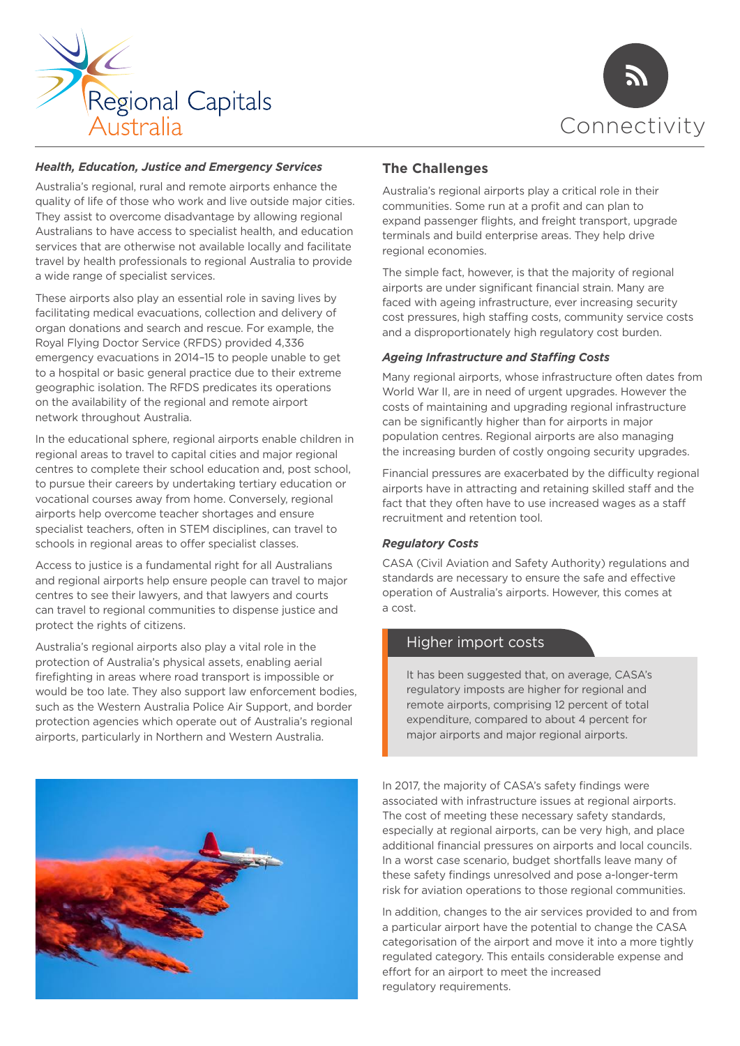### *Health, Education, Justice and Emergency Services*

Australia's regional, rural and remote airports enhance the quality of life of those who work and live outside major cities. They assist to overcome disadvantage by allowing regional Australians to have access to specialist health, and education services that are otherwise not available locally and facilitate travel by health professionals to regional Australia to provide a wide range of specialist services.

These airports also play an essential role in saving lives by facilitating medical evacuations, collection and delivery of organ donations and search and rescue. For example, the Royal Flying Doctor Service (RFDS) provided 4,336 emergency evacuations in 2014–15 to people unable to get to a hospital or basic general practice due to their extreme geographic isolation. The RFDS predicates its operations on the availability of the regional and remote airport network throughout Australia.

In the educational sphere, regional airports enable children in regional areas to travel to capital cities and major regional centres to complete their school education and, post school, to pursue their careers by undertaking tertiary education or vocational courses away from home. Conversely, regional airports help overcome teacher shortages and ensure specialist teachers, often in STEM disciplines, can travel to schools in regional areas to offer specialist classes.

Access to justice is a fundamental right for all Australians and regional airports help ensure people can travel to major centres to see their lawyers, and that lawyers and courts can travel to regional communities to dispense justice and protect the rights of citizens.

Australia's regional airports also play a vital role in the protection of Australia's physical assets, enabling aerial firefighting in areas where road transport is impossible or would be too late. They also support law enforcement bodies, such as the Western Australia Police Air Support, and border protection agencies which operate out of Australia's regional airports, particularly in Northern and Western Australia.

## The Challenges

Australia's regional airports play a critical role in their communities. Some run at a profit and can plan to expand passenger flights, and freight transport, upgrade terminals and build enterprise areas. They help drive regional economies.

The simple fact, however, is that the majority of regional airports are under significant financial strain. Many are faced with ageing infrastructure, ever increasing security cost pressures, high staffing costs, community service costs and a disproportionately high regulatory cost burden.

### *Ageing Infrastructure and Staffing Costs*

Many regional airports, whose infrastructure often dates from World War II, are in need of urgent upgrades. However the costs of maintaining and upgrading regional infrastructure can be significantly higher than for airports in major population centres. Regional airports are also managing the increasing burden of costly ongoing security upgrades.

Financial pressures are exacerbated by the difficulty regional airports have in attracting and retaining skilled staff and the fact that they often have to use increased wages as a staff recruitment and retention tool.

### *Regulatory Costs*

CASA (Civil Aviation and Safety Authority) regulations and standards are necessary to ensure the safe and effective operation of Australia's airports. However, this comes at a cost.

> **Higher import costs**
>
> It has been suggested that, on average, CASA's regulatory imposts are higher for regional and remote airports, comprising 12 percent of total expenditure, compared to about 4 percent for major airports and major regional airports.

In 2017, the majority of CASA's safety findings were associated with infrastructure issues at regional airports. The cost of meeting these necessary safety standards, especially at regional airports, can be very high, and place additional financial pressures on airports and local councils. In a worst case scenario, budget shortfalls leave many of these safety findings unresolved and pose a-longer-term risk for aviation operations to those regional communities.

In addition, changes to the air services provided to and from a particular airport have the potential to change the CASA categorisation of the airport and move it into a more tightly regulated category. This entails considerable expense and effort for an airport to meet the increased regulatory requirements.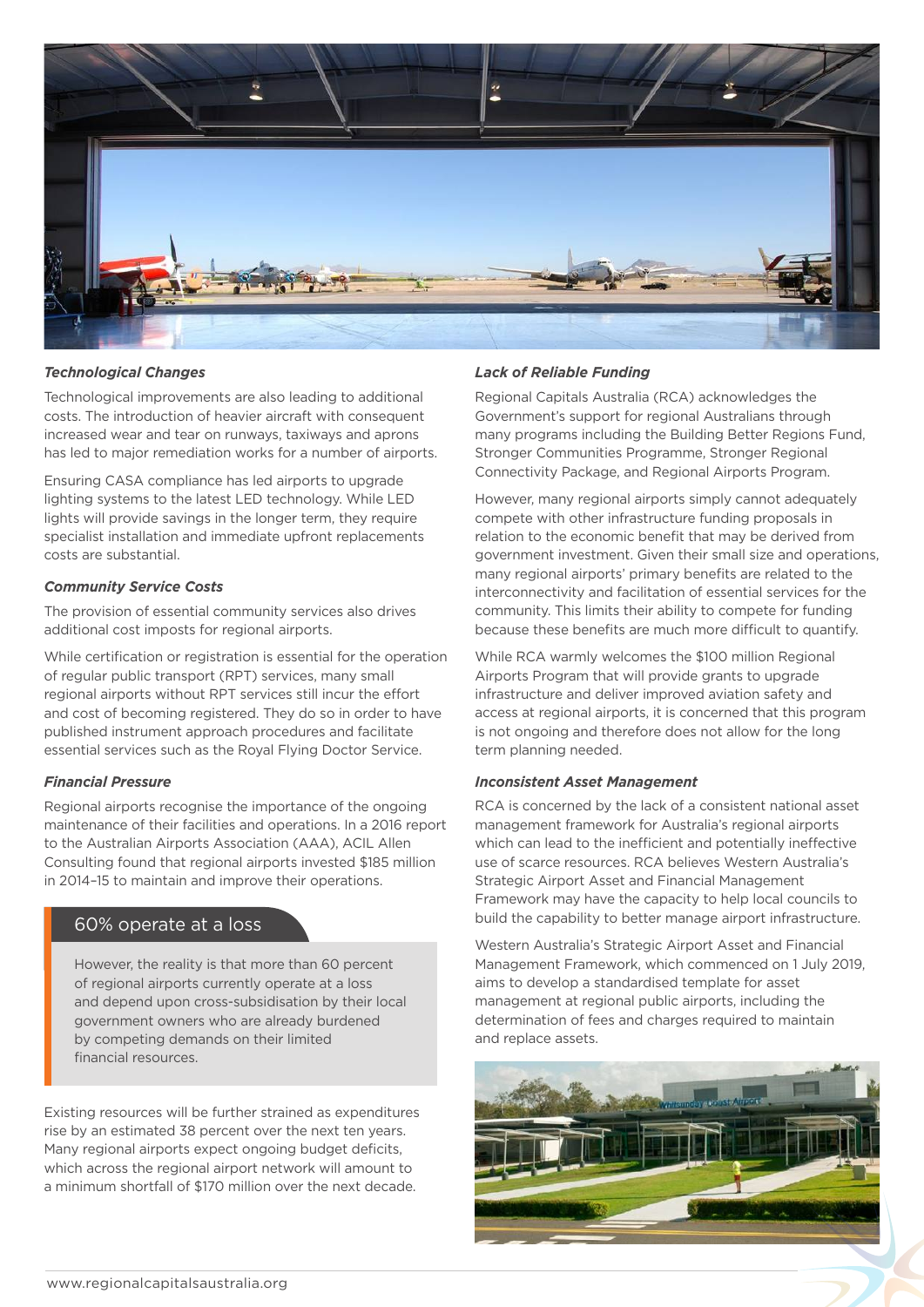### *Technological Changes*

Technological improvements are also leading to additional costs. The introduction of heavier aircraft with consequent increased wear and tear on runways, taxiways and aprons has led to major remediation works for a number of airports.

Ensuring CASA compliance has led airports to upgrade lighting systems to the latest LED technology. While LED lights will provide savings in the longer term, they require specialist installation and immediate upfront replacements costs are substantial.

### *Community Service Costs*

The provision of essential community services also drives additional cost imposts for regional airports.

While certification or registration is essential for the operation of regular public transport (RPT) services, many small regional airports without RPT services still incur the effort and cost of becoming registered. They do so in order to have published instrument approach procedures and facilitate essential services such as the Royal Flying Doctor Service.

### *Financial Pressure*

Regional airports recognise the importance of the ongoing maintenance of their facilities and operations. In a 2016 report to the Australian Airports Association (AAA), ACIL Allen Consulting found that regional airports invested $185 million in 2014–15 to maintain and improve their operations.

> **60% operate at a loss**
>
> However, the reality is that more than 60 percent of regional airports currently operate at a loss and depend upon cross-subsidisation by their local government owners who are already burdened by competing demands on their limited financial resources.

Existing resources will be further strained as expenditures rise by an estimated 38 percent over the next ten years. Many regional airports expect ongoing budget deficits, which across the regional airport network will amount to a minimum shortfall of $170 million over the next decade.

### *Lack of Reliable Funding*

Regional Capitals Australia (RCA) acknowledges the Government's support for regional Australians through many programs including the Building Better Regions Fund, Stronger Communities Programme, Stronger Regional Connectivity Package, and Regional Airports Program.

However, many regional airports simply cannot adequately compete with other infrastructure funding proposals in relation to the economic benefit that may be derived from government investment. Given their small size and operations, many regional airports' primary benefits are related to the interconnectivity and facilitation of essential services for the community. This limits their ability to compete for funding because these benefits are much more difficult to quantify.

While RCA warmly welcomes the $100 million Regional Airports Program that will provide grants to upgrade infrastructure and deliver improved aviation safety and access at regional airports, it is concerned that this program is not ongoing and therefore does not allow for the long term planning needed.

### *Inconsistent Asset Management*

RCA is concerned by the lack of a consistent national asset management framework for Australia's regional airports which can lead to the inefficient and potentially ineffective use of scarce resources. RCA believes Western Australia's Strategic Airport Asset and Financial Management Framework may have the capacity to help local councils to build the capability to better manage airport infrastructure.

Western Australia's Strategic Airport Asset and Financial Management Framework, which commenced on 1 July 2019, aims to develop a standardised template for asset management at regional public airports, including the determination of fees and charges required to maintain and replace assets.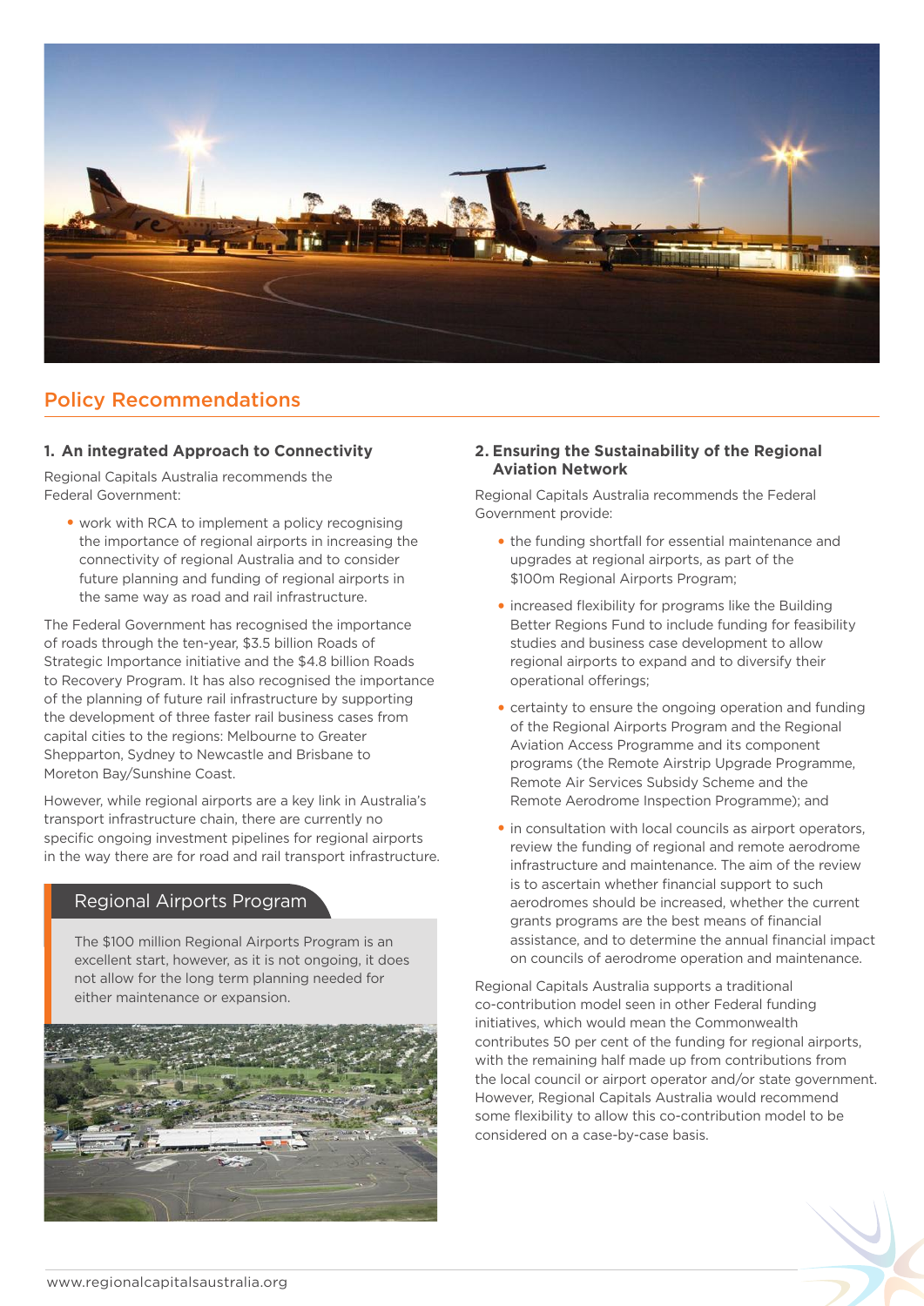## Policy Recommendations

### 1. An integrated Approach to Connectivity

Regional Capitals Australia recommends the Federal Government:

- work with RCA to implement a policy recognising the importance of regional airports in increasing the connectivity of regional Australia and to consider future planning and funding of regional airports in the same way as road and rail infrastructure.

The Federal Government has recognised the importance of roads through the ten-year, $3.5 billion Roads of Strategic Importance initiative and the $4.8 billion Roads to Recovery Program. It has also recognised the importance of the planning of future rail infrastructure by supporting the development of three faster rail business cases from capital cities to the regions: Melbourne to Greater Shepparton, Sydney to Newcastle and Brisbane to Moreton Bay/Sunshine Coast.

However, while regional airports are a key link in Australia's transport infrastructure chain, there are currently no specific ongoing investment pipelines for regional airports in the way there are for road and rail transport infrastructure.

#### Regional Airports Program

The $100 million Regional Airports Program is an excellent start, however, as it is not ongoing, it does not allow for the long term planning needed for either maintenance or expansion.

### 2. Ensuring the Sustainability of the Regional Aviation Network

Regional Capitals Australia recommends the Federal Government provide:

- the funding shortfall for essential maintenance and upgrades at regional airports, as part of the $100m Regional Airports Program;
- increased flexibility for programs like the Building Better Regions Fund to include funding for feasibility studies and business case development to allow regional airports to expand and to diversify their operational offerings;
- certainty to ensure the ongoing operation and funding of the Regional Airports Program and the Regional Aviation Access Programme and its component programs (the Remote Airstrip Upgrade Programme, Remote Air Services Subsidy Scheme and the Remote Aerodrome Inspection Programme); and
- in consultation with local councils as airport operators, review the funding of regional and remote aerodrome infrastructure and maintenance. The aim of the review is to ascertain whether financial support to such aerodromes should be increased, whether the current grants programs are the best means of financial assistance, and to determine the annual financial impact on councils of aerodrome operation and maintenance.

Regional Capitals Australia supports a traditional co-contribution model seen in other Federal funding initiatives, which would mean the Commonwealth contributes 50 per cent of the funding for regional airports, with the remaining half made up from contributions from the local council or airport operator and/or state government. However, Regional Capitals Australia would recommend some flexibility to allow this co-contribution model to be considered on a case-by-case basis.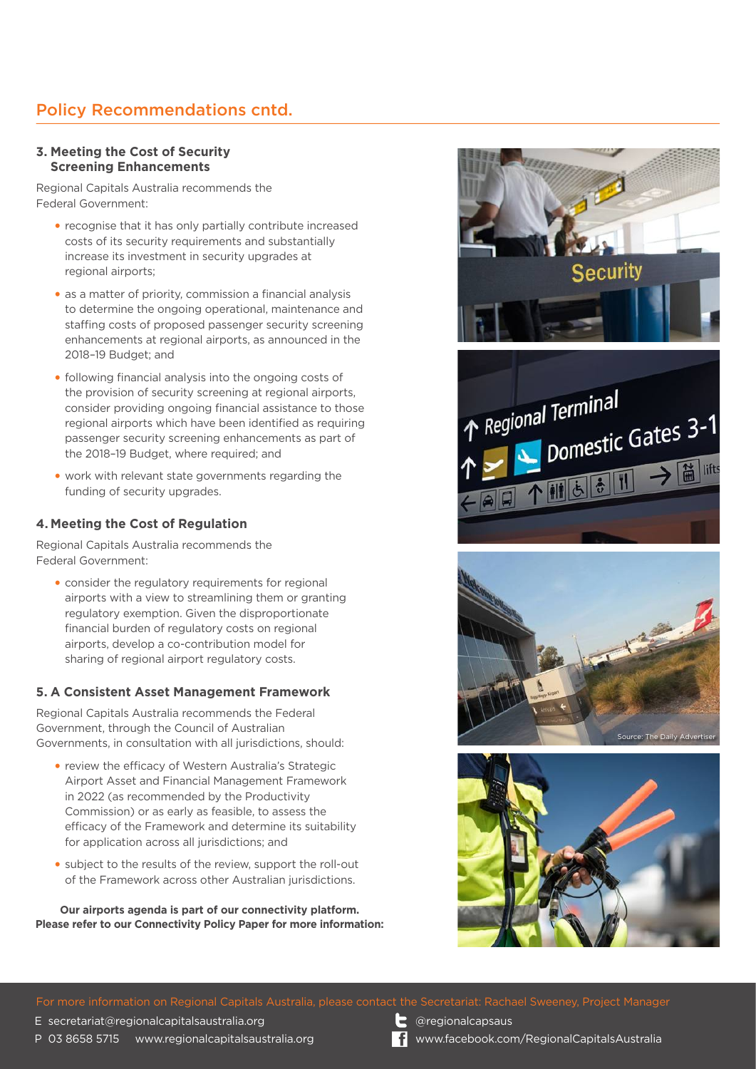## Policy Recommendations cntd.

### 3. Meeting the Cost of Security Screening Enhancements

Regional Capitals Australia recommends the Federal Government:

- recognise that it has only partially contribute increased costs of its security requirements and substantially increase its investment in security upgrades at regional airports;
- as a matter of priority, commission a financial analysis to determine the ongoing operational, maintenance and staffing costs of proposed passenger security screening enhancements at regional airports, as announced in the 2018–19 Budget; and
- following financial analysis into the ongoing costs of the provision of security screening at regional airports, consider providing ongoing financial assistance to those regional airports which have been identified as requiring passenger security screening enhancements as part of the 2018–19 Budget, where required; and
- work with relevant state governments regarding the funding of security upgrades.

### 4. Meeting the Cost of Regulation

Regional Capitals Australia recommends the Federal Government:

- consider the regulatory requirements for regional airports with a view to streamlining them or granting regulatory exemption. Given the disproportionate financial burden of regulatory costs on regional airports, develop a co-contribution model for sharing of regional airport regulatory costs.

### 5. A Consistent Asset Management Framework

Regional Capitals Australia recommends the Federal Government, through the Council of Australian Governments, in consultation with all jurisdictions, should:

- review the efficacy of Western Australia's Strategic Airport Asset and Financial Management Framework in 2022 (as recommended by the Productivity Commission) or as early as feasible, to assess the efficacy of the Framework and determine its suitability for application across all jurisdictions; and
- subject to the results of the review, support the roll-out of the Framework across other Australian jurisdictions.

**Our airports agenda is part of our connectivity platform. Please refer to our Connectivity Policy Paper for more information:**

Source: The Daily Advertiser

For more information on Regional Capitals Australia, please contact the Secretariat: Rachael Sweeney, Project Manager

E secretariat@regionalcapitalsaustralia.org

P 03 8658 5715 www.regionalcapitalsaustralia.org

@regionalcapsaus

www.facebook.com/RegionalCapitalsAustralia